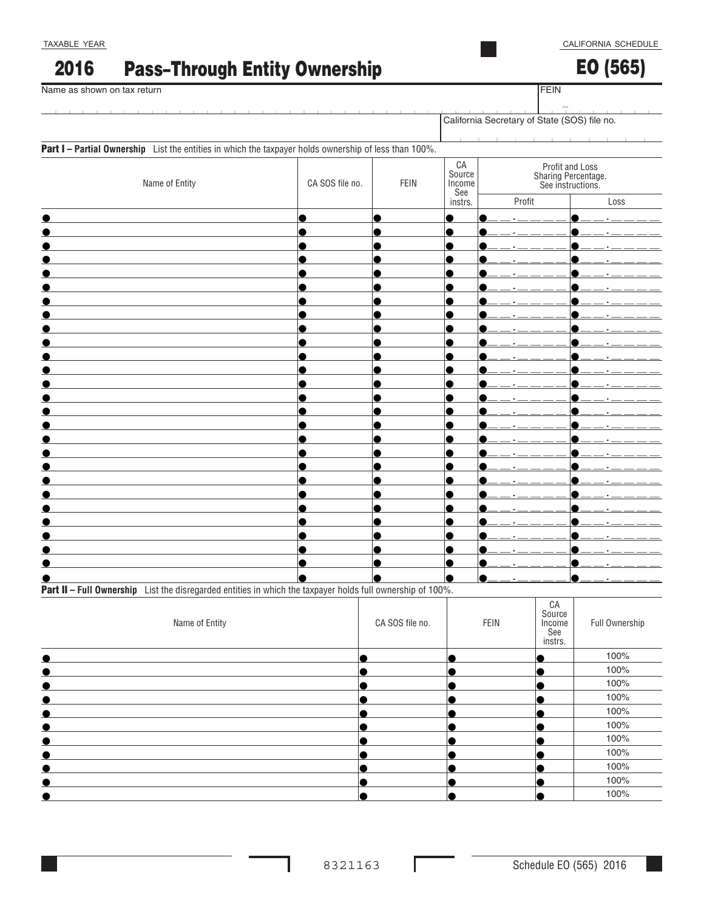TAXABLE YEAR

# 2016 Pass-Through Entity Ownership

CALIFORNIA SCHEDULE

# EO (565)

Name as shown on tax return

FEIN

California Secretary of State (SOS) file no.

**Part I – Partial Ownership** List the entities in which the taxpayer holds ownership of less than 100%.

| Name of Entity | CA SOS file no. | FEIN | CA Source Income See instrs. | Profit and Loss Sharing Percentage. See instructions. | |
|---|---|---|---|---|---|
| | | | | Profit | Loss |
| | | | | __ __ . __ __ __ __ | __ __ . __ __ __ __ |
| | | | | __ __ . __ __ __ __ | __ __ . __ __ __ __ |
| | | | | __ __ . __ __ __ __ | __ __ . __ __ __ __ |
| | | | | __ __ . __ __ __ __ | __ __ . __ __ __ __ |
| | | | | __ __ . __ __ __ __ | __ __ . __ __ __ __ |
| | | | | __ __ . __ __ __ __ | __ __ . __ __ __ __ |
| | | | | __ __ . __ __ __ __ | __ __ . __ __ __ __ |
| | | | | __ __ . __ __ __ __ | __ __ . __ __ __ __ |
| | | | | __ __ . __ __ __ __ | __ __ . __ __ __ __ |
| | | | | __ __ . __ __ __ __ | __ __ . __ __ __ __ |
| | | | | __ __ . __ __ __ __ | __ __ . __ __ __ __ |
| | | | | __ __ . __ __ __ __ | __ __ . __ __ __ __ |
| | | | | __ __ . __ __ __ __ | __ __ . __ __ __ __ |
| | | | | __ __ . __ __ __ __ | __ __ . __ __ __ __ |
| | | | | __ __ . __ __ __ __ | __ __ . __ __ __ __ |
| | | | | __ __ . __ __ __ __ | __ __ . __ __ __ __ |
| | | | | __ __ . __ __ __ __ | __ __ . __ __ __ __ |
| | | | | __ __ . __ __ __ __ | __ __ . __ __ __ __ |
| | | | | __ __ . __ __ __ __ | __ __ . __ __ __ __ |
| | | | | __ __ . __ __ __ __ | __ __ . __ __ __ __ |
| | | | | __ __ . __ __ __ __ | __ __ . __ __ __ __ |
| | | | | __ __ . __ __ __ __ | __ __ . __ __ __ __ |
| | | | | __ __ . __ __ __ __ | __ __ . __ __ __ __ |
| | | | | __ __ . __ __ __ __ | __ __ . __ __ __ __ |
| | | | | __ __ . __ __ __ __ | __ __ . __ __ __ __ |
| | | | | __ __ . __ __ __ __ | __ __ . __ __ __ __ |
| | | | | __ __ . __ __ __ __ | __ __ . __ __ __ __ |

**Part II – Full Ownership** List the disregarded entities in which the taxpayer holds full ownership of 100%.

| Name of Entity | CA SOS file no. | FEIN | CA Source Income See instrs. | Full Ownership |
|---|---|---|---|---|
| | | | | 100% |
| | | | | 100% |
| | | | | 100% |
| | | | | 100% |
| | | | | 100% |
| | | | | 100% |
| | | | | 100% |
| | | | | 100% |
| | | | | 100% |
| | | | | 100% |
| | | | | 100% |

8321163

Schedule EO (565) 2016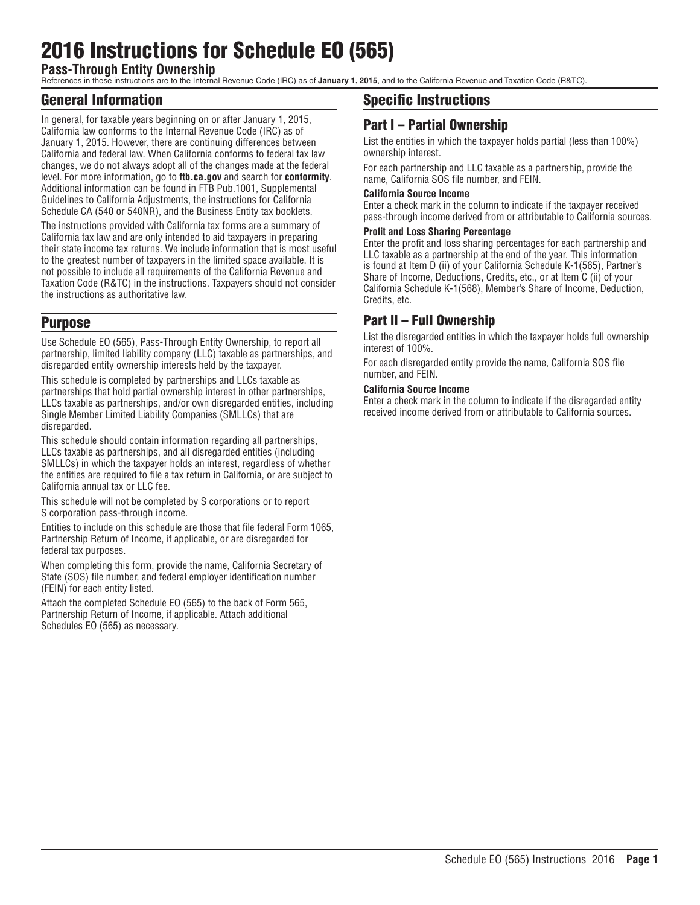# 2016 Instructions for Schedule EO (565)

**Pass-Through Entity Ownership**

References in these instructions are to the Internal Revenue Code (IRC) as of **January 1, 2015**, and to the California Revenue and Taxation Code (R&TC).

## General Information

In general, for taxable years beginning on or after January 1, 2015, California law conforms to the Internal Revenue Code (IRC) as of January 1, 2015. However, there are continuing differences between California and federal law. When California conforms to federal tax law changes, we do not always adopt all of the changes made at the federal level. For more information, go to **ftb.ca.gov** and search for **conformity**. Additional information can be found in FTB Pub.1001, Supplemental Guidelines to California Adjustments, the instructions for California Schedule CA (540 or 540NR), and the Business Entity tax booklets.

The instructions provided with California tax forms are a summary of California tax law and are only intended to aid taxpayers in preparing their state income tax returns. We include information that is most useful to the greatest number of taxpayers in the limited space available. It is not possible to include all requirements of the California Revenue and Taxation Code (R&TC) in the instructions. Taxpayers should not consider the instructions as authoritative law.

## Purpose

Use Schedule EO (565), Pass-Through Entity Ownership, to report all partnership, limited liability company (LLC) taxable as partnerships, and disregarded entity ownership interests held by the taxpayer.

This schedule is completed by partnerships and LLCs taxable as partnerships that hold partial ownership interest in other partnerships, LLCs taxable as partnerships, and/or own disregarded entities, including Single Member Limited Liability Companies (SMLLCs) that are disregarded.

This schedule should contain information regarding all partnerships, LLCs taxable as partnerships, and all disregarded entities (including SMLLCs) in which the taxpayer holds an interest, regardless of whether the entities are required to file a tax return in California, or are subject to California annual tax or LLC fee.

This schedule will not be completed by S corporations or to report S corporation pass-through income.

Entities to include on this schedule are those that file federal Form 1065, Partnership Return of Income, if applicable, or are disregarded for federal tax purposes.

When completing this form, provide the name, California Secretary of State (SOS) file number, and federal employer identification number (FEIN) for each entity listed.

Attach the completed Schedule EO (565) to the back of Form 565, Partnership Return of Income, if applicable. Attach additional Schedules EO (565) as necessary.

## Specific Instructions

### Part I – Partial Ownership

List the entities in which the taxpayer holds partial (less than 100%) ownership interest.

For each partnership and LLC taxable as a partnership, provide the name, California SOS file number, and FEIN.

**California Source Income**

Enter a check mark in the column to indicate if the taxpayer received pass-through income derived from or attributable to California sources.

**Profit and Loss Sharing Percentage**

Enter the profit and loss sharing percentages for each partnership and LLC taxable as a partnership at the end of the year. This information is found at Item D (ii) of your California Schedule K-1(565), Partner's Share of Income, Deductions, Credits, etc., or at Item C (ii) of your California Schedule K-1(568), Member's Share of Income, Deduction, Credits, etc.

### Part II – Full Ownership

List the disregarded entities in which the taxpayer holds full ownership interest of 100%.

For each disregarded entity provide the name, California SOS file number, and FEIN.

**California Source Income**

Enter a check mark in the column to indicate if the disregarded entity received income derived from or attributable to California sources.